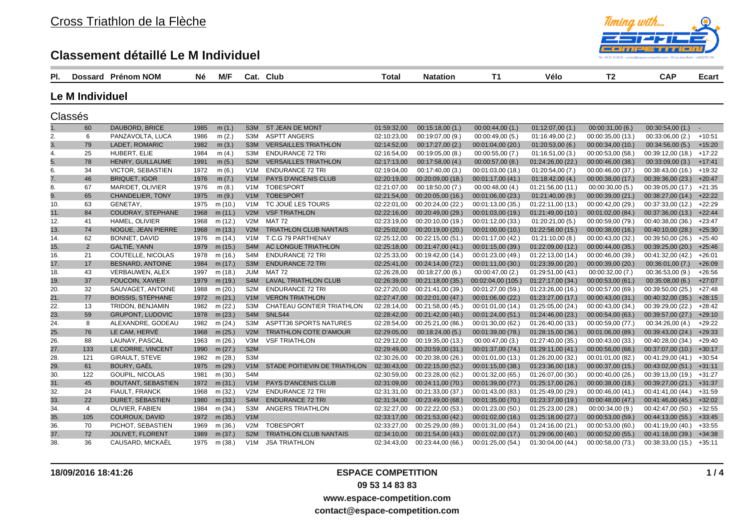# Cross Triathlon de la Flèche

## Classement détaillé Le M Individuel

### Le M Individuel

Classés

| Pl. | Dossard | Prénom NOM | Né | M/F | Cat. | Club | Total | Natation | T1 | Vélo | T2 | CAP | Ecart |
|---|---|---|---|---|---|---|---|---|---|---|---|---|---|
| 1. | 60 | DAUBORD, BRICE | 1985 | m (1.) | S3M | ST JEAN DE MONT | 01:59:32,00 | 00:15:18,00 (1.) | 00:00:44,00 (1.) | 01:12:07,00 (1.) | 00:00:31,00 (6.) | 00:30:54,00 (1.) | - |
| 2. | 6 | PANZAVOLTA, LUCA | 1986 | m (2.) | S3M | ASPTT ANGERS | 02:10:23,00 | 00:19:07,00 (9.) | 00:00:49,00 (5.) | 01:16:49,00 (2.) | 00:00:35,00 (13.) | 00:33:06,00 (2.) | +10:51 |
| 3. | 79 | LADET, ROMARIC | 1982 | m (3.) | S3M | VERSAILLES TRIATHLON | 02:14:52,00 | 00:17:27,00 (2.) | 00:01:04,00 (20.) | 01:20:53,00 (6.) | 00:00:34,00 (10.) | 00:34:56,00 (5.) | +15:20 |
| 4. | 25 | HUBERT, ELIE | 1984 | m (4.) | S3M | ENDURANCE 72 TRI | 02:16:54,00 | 00:19:05,00 (8.) | 00:00:55,00 (7.) | 01:16:51,00 (3.) | 00:00:53,00 (58.) | 00:39:12,00 (18.) | +17:22 |
| 5. | 78 | HENRY, GUILLAUME | 1991 | m (5.) | S2M | VERSAILLES TRIATHLON | 02:17:13,00 | 00:17:58,00 (4.) | 00:00:57,00 (8.) | 01:24:26,00 (22.) | 00:00:46,00 (38.) | 00:33:09,00 (3.) | +17:41 |
| 6. | 34 | VICTOR, SEBASTIEN | 1972 | m (6.) | V1M | ENDURANCE 72 TRI | 02:19:04,00 | 00:17:40,00 (3.) | 00:01:03,00 (18.) | 01:20:54,00 (7.) | 00:00:46,00 (37.) | 00:38:43,00 (16.) | +19:32 |
| 7. | 46 | BRIQUET, IGOR | 1976 | m (7.) | V1M | PAYS D'ANCENIS CLUB | 02:20:19,00 | 00:20:09,00 (18.) | 00:01:17,00 (41.) | 01:18:42,00 (4.) | 00:00:38,00 (17.) | 00:39:36,00 (23.) | +20:47 |
| 8. | 67 | MARIDET, OLIVIER | 1976 | m (8.) | V1M | TOBESPORT | 02:21:07,00 | 00:18:50,00 (7.) | 00:00:48,00 (4.) | 01:21:56,00 (11.) | 00:00:30,00 (5.) | 00:39:05,00 (17.) | +21:35 |
| 9. | 65 | CHANDELIER, TONY | 1975 | m (9.) | V1M | TOBESPORT | 02:21:54,00 | 00:20:05,00 (16.) | 00:01:06,00 (23.) | 01:21:40,00 (9.) | 00:00:39,00 (21.) | 00:38:27,00 (14.) | +22:22 |
| 10. | 63 | GENETAY, | 1975 | m (10.) | V1M | TC JOUÉ LES TOURS | 02:22:01,00 | 00:20:24,00 (22.) | 00:01:13,00 (35.) | 01:22:11,00 (13.) | 00:00:42,00 (29.) | 00:37:33,00 (12.) | +22:29 |
| 11. | 84 | COUDRAY, STEPHANE | 1968 | m (11.) | V2M | VSF TRIATHLON | 02:22:16,00 | 00:20:49,00 (29.) | 00:01:03,00 (19.) | 01:21:49,00 (10.) | 00:01:02,00 (84.) | 00:37:36,00 (13.) | +22:44 |
| 12. | 41 | HAMEL, OLIVIER | 1968 | m (12.) | V2M | MAT 72 | 02:23:19,00 | 00:20:10,00 (19.) | 00:01:12,00 (33.) | 01:20:21,00 (5.) | 00:00:59,00 (79.) | 00:40:38,00 (36.) | +23:47 |
| 13. | 74 | NOGUE, JEAN PIERRE | 1968 | m (13.) | V2M | TRIATHLON CLUB NANTAIS | 02:25:02,00 | 00:20:19,00 (20.) | 00:01:00,00 (10.) | 01:22:58,00 (15.) | 00:00:38,00 (16.) | 00:40:10,00 (28.) | +25:30 |
| 14. | 62 | BONNET, DAVID | 1976 | m (14.) | V1M | T.C.G 79 PARTHENAY | 02:25:12,00 | 00:22:15,00 (51.) | 00:01:17,00 (42.) | 01:21:10,00 (8.) | 00:00:43,00 (32.) | 00:39:50,00 (26.) | +25:40 |
| 15. | 2 | GALTIÉ, YANN | 1979 | m (15.) | S4M | AC LONGUE TRIATHLON | 02:25:18,00 | 00:21:47,00 (41.) | 00:01:15,00 (39.) | 01:22:09,00 (12.) | 00:00:44,00 (35.) | 00:39:25,00 (20.) | +25:46 |
| 16. | 21 | COUTELLE, NICOLAS | 1978 | m (16.) | S4M | ENDURANCE 72 TRI | 02:25:33,00 | 00:19:42,00 (14.) | 00:01:23,00 (49.) | 01:22:13,00 (14.) | 00:00:46,00 (39.) | 00:41:32,00 (42.) | +26:01 |
| 17. | 17 | BESNARD, ANTOINE | 1984 | m (17.) | S3M | ENDURANCE 72 TRI | 02:25:41,00 | 00:24:14,00 (72.) | 00:01:11,00 (30.) | 01:23:39,00 (20.) | 00:00:39,00 (20.) | 00:36:01,00 (7.) | +26:09 |
| 18. | 43 | VERBAUWEN, ALEX | 1997 | m (18.) | JUM | MAT 72 | 02:26:28,00 | 00:18:27,00 (6.) | 00:00:47,00 (2.) | 01:29:51,00 (43.) | 00:00:32,00 (7.) | 00:36:53,00 (9.) | +26:56 |
| 19. | 37 | FOUCOIN, XAVIER | 1979 | m (19.) | S4M | LAVAL TRIATHLON CLUB | 02:26:39,00 | 00:21:18,00 (35.) | 00:02:04,00 (105.) | 01:27:17,00 (34.) | 00:00:53,00 (61.) | 00:35:08,00 (6.) | +27:07 |
| 20. | 32 | SAUVAGET, ANTOINE | 1988 | m (20.) | S2M | ENDURANCE 72 TRI | 02:27:20,00 | 00:21:41,00 (39.) | 00:01:27,00 (59.) | 01:23:26,00 (16.) | 00:00:57,00 (69.) | 00:39:50,00 (25.) | +27:48 |
| 21. | 77 | BOISSIS, STÉPHANE | 1972 | m (21.) | V1M | VERON TRIATHLON | 02:27:47,00 | 00:22:01,00 (47.) | 00:01:06,00 (22.) | 01:23:27,00 (17.) | 00:00:43,00 (31.) | 00:40:32,00 (35.) | +28:15 |
| 22. | 13 | TRIDON, BENJAMIN | 1982 | m (22.) | S3M | CHATEAU GONTIER TRIATHLON | 02:28:14,00 | 00:21:58,00 (45.) | 00:01:01,00 (14.) | 01:25:05,00 (24.) | 00:00:43,00 (34.) | 00:39:29,00 (22.) | +28:42 |
| 23. | 59 | GRUPONT, LUDOVIC | 1978 | m (23.) | S4M | SNLS44 | 02:28:42,00 | 00:21:42,00 (40.) | 00:01:24,00 (51.) | 01:24:46,00 (23.) | 00:00:54,00 (63.) | 00:39:57,00 (27.) | +29:10 |
| 24. | 8 | ALEXANDRE, GODEAU | 1982 | m (24.) | S3M | ASPTT36 SPORTS NATURES | 02:28:54,00 | 00:25:21,00 (86.) | 00:01:30,00 (62.) | 01:26:40,00 (33.) | 00:00:59,00 (77.) | 00:34:26,00 (4.) | +29:22 |
| 25. | 76 | LE CAM, HERVÉ | 1968 | m (25.) | V2M | TRIATHLON COTE D'AMOUR | 02:29:05,00 | 00:18:24,00 (5.) | 00:01:39,00 (78.) | 01:28:15,00 (36.) | 00:01:06,00 (89.) | 00:39:43,00 (24.) | +29:33 |
| 26. | 88 | LAUNAY, PASCAL | 1963 | m (26.) | V3M | VSF TRIATHLON | 02:29:12,00 | 00:19:35,00 (13.) | 00:00:47,00 (3.) | 01:27:40,00 (35.) | 00:00:43,00 (33.) | 00:40:28,00 (34.) | +29:40 |
| 27. | 133 | LE CORRE, VINCENT | 1990 | m (27.) | S2M | | 02:29:49,00 | 00:20:59,00 (31.) | 00:01:37,00 (74.) | 01:29:11,00 (41.) | 00:00:56,00 (68.) | 00:37:07,00 (10.) | +30:17 |
| 28. | 121 | GIRAULT, STEVE | 1982 | m (28.) | S3M | | 02:30:26,00 | 00:20:38,00 (26.) | 00:01:01,00 (13.) | 01:26:20,00 (32.) | 00:01:01,00 (82.) | 00:41:29,00 (41.) | +30:54 |
| 29. | 61 | BOURY, GAËL | 1975 | m (29.) | V1M | STADE POITIEVIN DE TRIATHLON | 02:30:43,00 | 00:22:15,00 (52.) | 00:01:15,00 (38.) | 01:23:36,00 (18.) | 00:00:37,00 (15.) | 00:43:02,00 (51.) | +31:11 |
| 30. | 122 | GOUPIL, NICOLAS | 1981 | m (30.) | S4M | | 02:30:59,00 | 00:23:28,00 (62.) | 00:01:32,00 (65.) | 01:26:07,00 (30.) | 00:00:40,00 (26.) | 00:39:13,00 (19.) | +31:27 |
| 31. | 45 | BOUTANT, SEBASTIEN | 1972 | m (31.) | V1M | PAYS D'ANCENIS CLUB | 02:31:09,00 | 00:24:11,00 (70.) | 00:01:39,00 (77.) | 01:25:17,00 (26.) | 00:00:38,00 (18.) | 00:39:27,00 (21.) | +31:37 |
| 32. | 24 | FIAULT, FRANCK | 1968 | m (32.) | V2M | ENDURANCE 72 TRI | 02:31:31,00 | 00:21:33,00 (37.) | 00:01:43,00 (83.) | 01:25:49,00 (29.) | 00:00:46,00 (41.) | 00:41:41,00 (44.) | +31:59 |
| 33. | 22 | DURET, SÉBASTIEN | 1980 | m (33.) | S4M | ENDURANCE 72 TRI | 02:31:34,00 | 00:23:49,00 (68.) | 00:01:35,00 (70.) | 01:23:37,00 (19.) | 00:00:48,00 (47.) | 00:41:46,00 (45.) | +32:02 |
| 34. | 4 | OLIVIER, FABIEN | 1984 | m (34.) | S3M | ANGERS TRIATHLON | 02:32:27,00 | 00:22:22,00 (53.) | 00:01:23,00 (50.) | 01:25:23,00 (28.) | 00:00:34,00 (9.) | 00:42:47,00 (50.) | +32:55 |
| 35. | 105 | COUROUX, DAVID | 1972 | m (35.) | V1M | | 02:33:17,00 | 00:21:53,00 (42.) | 00:01:02,00 (16.) | 01:25:18,00 (27.) | 00:00:53,00 (59.) | 00:44:13,00 (55.) | +33:45 |
| 36. | 70 | PICHOT, SEBASTIEN | 1969 | m (36.) | V2M | TOBESPORT | 02:33:27,00 | 00:25:29,00 (89.) | 00:01:31,00 (64.) | 01:24:16,00 (21.) | 00:00:53,00 (60.) | 00:41:19,00 (40.) | +33:55 |
| 37. | 72 | JOLIVET, FLORENT | 1989 | m (37.) | S2M | TRIATHLON CLUB NANTAIS | 02:34:10,00 | 00:21:54,00 (43.) | 00:01:02,00 (17.) | 01:29:06,00 (40.) | 00:00:52,00 (55.) | 00:41:18,00 (39.) | +34:38 |
| 38. | 36 | CAUSARD, MICKAËL | 1975 | m (38.) | V1M | JSA TRIATHLON | 02:34:43,00 | 00:23:44,00 (66.) | 00:01:25,00 (54.) | 01:30:04,00 (44.) | 00:00:58,00 (73.) | 00:38:33,00 (15.) | +35:11 |

18/09/2016 18:41:26

ESPACE COMPETITION
09 53 14 83 83
www.espace-competition.com
contact@espace-competition.com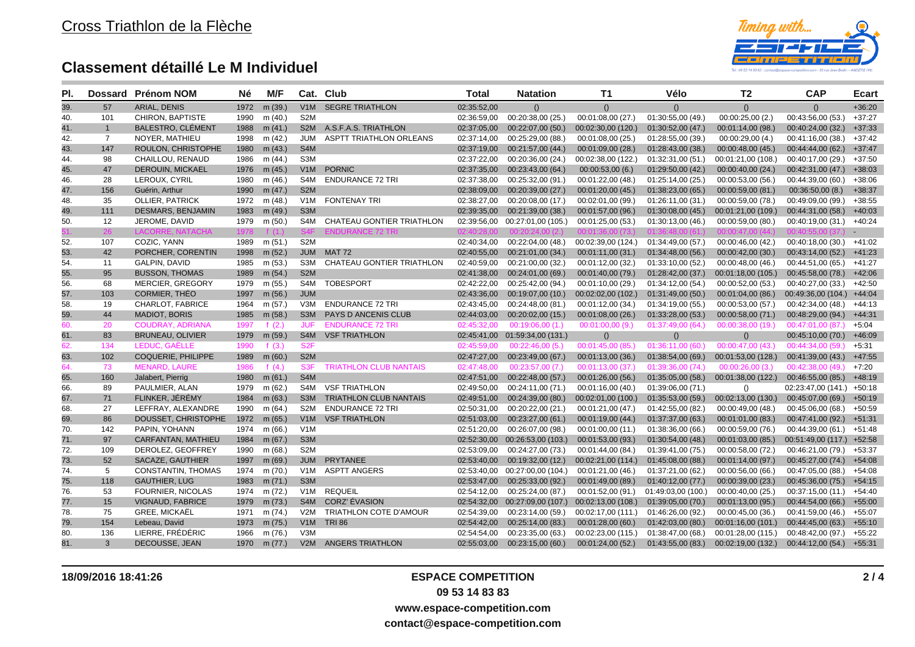# Cross Triathlon de la Flèche

## Classement détaillé Le M Individuel

| Pl. | Dossard | Prénom NOM | Né | M/F | Cat. | Club | Total | Natation | T1 | Vélo | T2 | CAP | Ecart |
|---|---|---|---|---|---|---|---|---|---|---|---|---|---|
| 39. | 57 | ARIAL, DENIS | 1972 | m (39.) | V1M | SEGRE TRIATHLON | 02:35:52,00 | () | () | () | () | () | +36:20 |
| 40. | 101 | CHIRON, BAPTISTE | 1990 | m (40.) | S2M | | 02:36:59,00 | 00:20:38,00 (25.) | 00:01:08,00 (27.) | 01:30:55,00 (49.) | 00:00:25,00 (2.) | 00:43:56,00 (53.) | +37:27 |
| 41. | 1 | BALESTRO, CLÉMENT | 1988 | m (41.) | S2M | A.S.F.A.S. TRIATHLON | 02:37:05,00 | 00:22:07,00 (50.) | 00:02:30,00 (120.) | 01:30:52,00 (47.) | 00:01:14,00 (98.) | 00:40:24,00 (32.) | +37:33 |
| 42. | 7 | NOYER, MATHIEU | 1998 | m (42.) | JUM | ASPTT TRIATHLON ORLEANS | 02:37:14,00 | 00:25:29,00 (88.) | 00:01:08,00 (25.) | 01:28:55,00 (39.) | 00:00:29,00 (4.) | 00:41:16,00 (38.) | +37:42 |
| 43. | 147 | ROULON, CHRISTOPHE | 1980 | m (43.) | S4M | | 02:37:19,00 | 00:21:57,00 (44.) | 00:01:09,00 (28.) | 01:28:43,00 (38.) | 00:00:48,00 (45.) | 00:44:44,00 (62.) | +37:47 |
| 44. | 98 | CHAILLOU, RENAUD | 1986 | m (44.) | S3M | | 02:37:22,00 | 00:20:36,00 (24.) | 00:02:38,00 (122.) | 01:32:31,00 (51.) | 00:01:21,00 (108.) | 00:40:17,00 (29.) | +37:50 |
| 45. | 47 | DEROUIN, MICKAEL | 1976 | m (45.) | V1M | PORNIC | 02:37:35,00 | 00:23:43,00 (64.) | 00:00:53,00 (6.) | 01:29:50,00 (42.) | 00:00:40,00 (24.) | 00:42:31,00 (47.) | +38:03 |
| 46. | 28 | LEROUX, CYRIL | 1980 | m (46.) | S4M | ENDURANCE 72 TRI | 02:37:38,00 | 00:25:32,00 (91.) | 00:01:22,00 (48.) | 01:25:14,00 (25.) | 00:00:53,00 (56.) | 00:44:39,00 (60.) | +38:06 |
| 47. | 156 | Guérin, Arthur | 1990 | m (47.) | S2M | | 02:38:09,00 | 00:20:39,00 (27.) | 00:01:20,00 (45.) | 01:38:23,00 (65.) | 00:00:59,00 (81.) | 00:36:50,00 (8.) | +38:37 |
| 48. | 35 | OLLIER, PATRICK | 1972 | m (48.) | V1M | FONTENAY TRI | 02:38:27,00 | 00:20:08,00 (17.) | 00:02:01,00 (99.) | 01:26:11,00 (31.) | 00:00:59,00 (78.) | 00:49:09,00 (99.) | +38:55 |
| 49. | 111 | DESMARS, BENJAMIN | 1983 | m (49.) | S3M | | 02:39:35,00 | 00:21:39,00 (38.) | 00:01:57,00 (96.) | 01:30:08,00 (45.) | 00:01:21,00 (109.) | 00:44:31,00 (58.) | +40:03 |
| 50. | 12 | JEROME, DAVID | 1979 | m (50.) | S4M | CHATEAU GONTIER TRIATHLON | 02:39:56,00 | 00:27:01,00 (105.) | 00:01:25,00 (53.) | 01:30:13,00 (46.) | 00:00:59,00 (80.) | 00:40:19,00 (31.) | +40:24 |
| 51. | 26 | LACORRE, NATACHA | 1978 | f (1.) | S4F | ENDURANCE 72 TRI | 02:40:28,00 | 00:20:24,00 (2.) | 00:01:36,00 (73.) | 01:36:48,00 (61.) | 00:00:47,00 (44.) | 00:40:55,00 (37.) | - |
| 52. | 107 | COZIC, YANN | 1989 | m (51.) | S2M | | 02:40:34,00 | 00:22:04,00 (48.) | 00:02:39,00 (124.) | 01:34:49,00 (57.) | 00:00:46,00 (42.) | 00:40:18,00 (30.) | +41:02 |
| 53. | 42 | PORCHER, CORENTIN | 1998 | m (52.) | JUM | MAT 72 | 02:40:55,00 | 00:21:01,00 (34.) | 00:01:11,00 (31.) | 01:34:48,00 (56.) | 00:00:42,00 (30.) | 00:43:14,00 (52.) | +41:23 |
| 54. | 11 | GALPIN, DAVID | 1985 | m (53.) | S3M | CHATEAU GONTIER TRIATHLON | 02:40:59,00 | 00:21:00,00 (32.) | 00:01:12,00 (32.) | 01:33:10,00 (52.) | 00:00:48,00 (46.) | 00:44:51,00 (65.) | +41:27 |
| 55. | 95 | BUSSON, THOMAS | 1989 | m (54.) | S2M | | 02:41:38,00 | 00:24:01,00 (69.) | 00:01:40,00 (79.) | 01:28:42,00 (37.) | 00:01:18,00 (105.) | 00:45:58,00 (78.) | +42:06 |
| 56. | 68 | MERCIER, GREGORY | 1979 | m (55.) | S4M | TOBESPORT | 02:42:22,00 | 00:25:42,00 (94.) | 00:01:10,00 (29.) | 01:34:12,00 (54.) | 00:00:52,00 (53.) | 00:40:27,00 (33.) | +42:50 |
| 57. | 103 | CORMIER, THEO | 1997 | m (56.) | JUM | | 02:43:36,00 | 00:19:07,00 (10.) | 00:02:02,00 (102.) | 01:31:49,00 (50.) | 00:01:04,00 (86.) | 00:49:36,00 (104.) | +44:04 |
| 58. | 19 | CHARLOT, FABRICE | 1964 | m (57.) | V3M | ENDURANCE 72 TRI | 02:43:45,00 | 00:24:48,00 (81.) | 00:01:12,00 (34.) | 01:34:19,00 (55.) | 00:00:53,00 (57.) | 00:42:34,00 (48.) | +44:13 |
| 59. | 44 | MADIOT, BORIS | 1985 | m (58.) | S3M | PAYS D ANCENIS CLUB | 02:44:03,00 | 00:20:02,00 (15.) | 00:01:08,00 (26.) | 01:33:28,00 (53.) | 00:00:58,00 (71.) | 00:48:29,00 (94.) | +44:31 |
| 60. | 20 | COUDRAY, ADRIANA | 1997 | f (2.) | JUF | ENDURANCE 72 TRI | 02:45:32,00 | 00:19:06,00 (1.) | 00:01:00,00 (9.) | 01:37:49,00 (64.) | 00:00:38,00 (19.) | 00:47:01,00 (87.) | +5:04 |
| 61. | 83 | BRUNEAU, OLIVIER | 1979 | m (59.) | S4M | VSF TRIATHLON | 02:45:41,00 | 01:59:34,00 (131.) | () | () | () | 00:45:10,00 (70.) | +46:09 |
| 62. | 134 | LEDUC, GAËLLE | 1990 | f (3.) | S2F | | 02:45:59,00 | 00:22:46,00 (5.) | 00:01:45,00 (85.) | 01:36:11,00 (60.) | 00:00:47,00 (43.) | 00:44:34,00 (59.) | +5:31 |
| 63. | 102 | COQUERIE, PHILIPPE | 1989 | m (60.) | S2M | | 02:47:27,00 | 00:23:49,00 (67.) | 00:01:13,00 (36.) | 01:38:54,00 (69.) | 00:01:53,00 (128.) | 00:41:39,00 (43.) | +47:55 |
| 64. | 73 | MENARD, LAURE | 1986 | f (4.) | S3F | TRIATHLON CLUB NANTAIS | 02:47:48,00 | 00:23:57,00 (7.) | 00:01:13,00 (37.) | 01:39:36,00 (74.) | 00:00:26,00 (3.) | 00:42:38,00 (49.) | +7:20 |
| 65. | 160 | Jalabert, Pierrig | 1980 | m (61.) | S4M | | 02:47:51,00 | 00:22:48,00 (57.) | 00:01:26,00 (56.) | 01:35:05,00 (58.) | 00:01:38,00 (122.) | 00:46:55,00 (85.) | +48:19 |
| 66. | 89 | PAULMIER, ALAN | 1979 | m (62.) | S4M | VSF TRIATHLON | 02:49:50,00 | 00:24:11,00 (71.) | 00:01:16,00 (40.) | 01:39:06,00 (71.) | () | 02:23:47,00 (141.) | +50:18 |
| 67. | 71 | FLINKER, JÉRÉMY | 1984 | m (63.) | S3M | TRIATHLON CLUB NANTAIS | 02:49:51,00 | 00:24:39,00 (80.) | 00:02:01,00 (100.) | 01:35:53,00 (59.) | 00:02:13,00 (130.) | 00:45:07,00 (69.) | +50:19 |
| 68. | 27 | LEFFRAY, ALEXANDRE | 1990 | m (64.) | S2M | ENDURANCE 72 TRI | 02:50:31,00 | 00:20:22,00 (21.) | 00:01:21,00 (47.) | 01:42:55,00 (82.) | 00:00:49,00 (48.) | 00:45:06,00 (68.) | +50:59 |
| 69. | 86 | DOUSSET, CHRISTOPHE | 1972 | m (65.) | V1M | VSF TRIATHLON | 02:51:03,00 | 00:23:27,00 (61.) | 00:01:19,00 (44.) | 01:37:37,00 (63.) | 00:01:01,00 (83.) | 00:47:41,00 (92.) | +51:31 |
| 70. | 142 | PAPIN, YOHANN | 1974 | m (66.) | V1M | | 02:51:20,00 | 00:26:07,00 (98.) | 00:01:00,00 (11.) | 01:38:36,00 (66.) | 00:00:59,00 (76.) | 00:44:39,00 (61.) | +51:48 |
| 71. | 97 | CARFANTAN, MATHIEU | 1984 | m (67.) | S3M | | 02:52:30,00 | 00:26:53,00 (103.) | 00:01:53,00 (93.) | 01:30:54,00 (48.) | 00:01:03,00 (85.) | 00:51:49,00 (117.) | +52:58 |
| 72. | 109 | DEROLEZ, GEOFFREY | 1990 | m (68.) | S2M | | 02:53:09,00 | 00:24:27,00 (73.) | 00:01:44,00 (84.) | 01:39:41,00 (75.) | 00:00:58,00 (72.) | 00:46:21,00 (79.) | +53:37 |
| 73. | 52 | SACAZE, GAUTHIER | 1997 | m (69.) | JUM | PRYTANEE | 02:53:40,00 | 00:19:32,00 (12.) | 00:02:21,00 (114.) | 01:45:08,00 (88.) | 00:01:14,00 (97.) | 00:45:27,00 (74.) | +54:08 |
| 74. | 5 | CONSTANTIN, THOMAS | 1974 | m (70.) | V1M | ASPTT ANGERS | 02:53:40,00 | 00:27:00,00 (104.) | 00:01:21,00 (46.) | 01:37:21,00 (62.) | 00:00:56,00 (66.) | 00:47:05,00 (88.) | +54:08 |
| 75. | 118 | GAUTHIER, LUG | 1983 | m (71.) | S3M | | 02:53:47,00 | 00:25:33,00 (92.) | 00:01:49,00 (89.) | 01:40:12,00 (77.) | 00:00:39,00 (23.) | 00:45:36,00 (75.) | +54:15 |
| 76. | 53 | FOURNIER, NICOLAS | 1974 | m (72.) | V1M | REQUEIL | 02:54:12,00 | 00:25:24,00 (87.) | 00:01:52,00 (91.) | 01:49:03,00 (100.) | 00:00:40,00 (25.) | 00:37:15,00 (11.) | +54:40 |
| 77. | 15 | VIGNAUD, FABRICE | 1979 | m (73.) | S4M | CORZ' ÉVASION | 02:54:32,00 | 00:27:09,00 (107.) | 00:02:13,00 (108.) | 01:39:05,00 (70.) | 00:01:13,00 (95.) | 00:44:54,00 (66.) | +55:00 |
| 78. | 75 | GREE, MICKAËL | 1971 | m (74.) | V2M | TRIATHLON COTE D'AMOUR | 02:54:39,00 | 00:23:14,00 (59.) | 00:02:17,00 (111.) | 01:46:26,00 (92.) | 00:00:45,00 (36.) | 00:41:59,00 (46.) | +55:07 |
| 79. | 154 | Lebeau, David | 1973 | m (75.) | V1M | TRI 86 | 02:54:42,00 | 00:25:14,00 (83.) | 00:01:28,00 (60.) | 01:42:03,00 (80.) | 00:01:16,00 (101.) | 00:44:45,00 (63.) | +55:10 |
| 80. | 136 | LIERRE, FRÉDÉRIC | 1966 | m (76.) | V3M | | 02:54:54,00 | 00:23:35,00 (63.) | 00:02:23,00 (115.) | 01:38:47,00 (68.) | 00:01:28,00 (115.) | 00:48:42,00 (97.) | +55:22 |
| 81. | 3 | DECOUSSE, JEAN | 1970 | m (77.) | V2M | ANGERS TRIATHLON | 02:55:03,00 | 00:23:15,00 (60.) | 00:01:24,00 (52.) | 01:43:55,00 (83.) | 00:02:19,00 (132.) | 00:44:12,00 (54.) | +55:31 |

18/09/2016 18:41:26

**ESPACE COMPETITION**

**09 53 14 83 83**

**www.espace-competition.com**

**contact@espace-competition.com**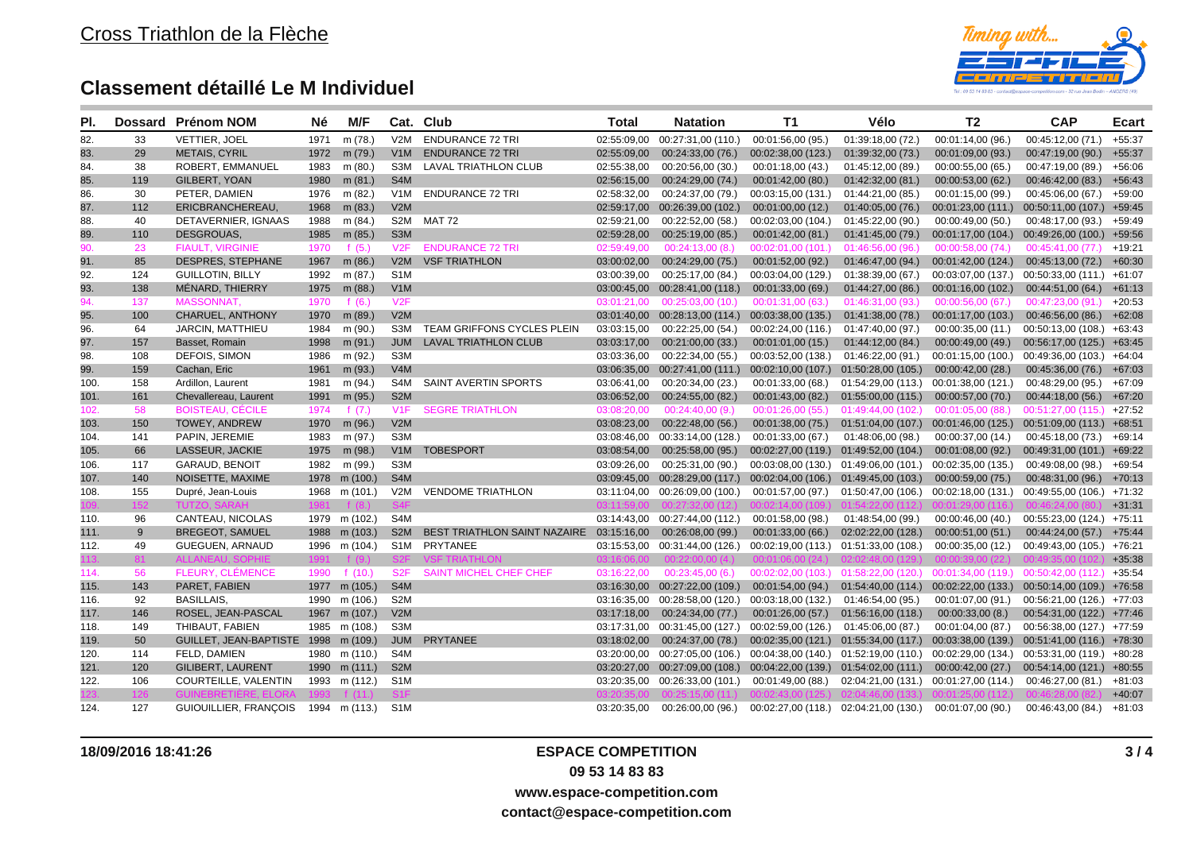# Cross Triathlon de la Flèche

## Classement détaillé Le M Individuel

| Pl. | Dossard | Prénom NOM | Né | M/F | Cat. | Club | Total | Natation | T1 | Vélo | T2 | CAP | Ecart |
|---|---|---|---|---|---|---|---|---|---|---|---|---|---|
| 82. | 33 | VETTIER, JOEL | 1971 | m (78.) | V2M | ENDURANCE 72 TRI | 02:55:09,00 | 00:27:31,00 (110.) | 00:01:56,00 (95.) | 01:39:18,00 (72.) | 00:01:14,00 (96.) | 00:45:12,00 (71.) | +55:37 |
| 83. | 29 | METAIS, CYRIL | 1972 | m (79.) | V1M | ENDURANCE 72 TRI | 02:55:09,00 | 00:24:33,00 (76.) | 00:02:38,00 (123.) | 01:39:32,00 (73.) | 00:01:09,00 (93.) | 00:47:19,00 (90.) | +55:37 |
| 84. | 38 | ROBERT, EMMANUEL | 1983 | m (80.) | S3M | LAVAL TRIATHLON CLUB | 02:55:38,00 | 00:20:56,00 (30.) | 00:01:18,00 (43.) | 01:45:12,00 (89.) | 00:00:55,00 (65.) | 00:47:19,00 (89.) | +56:06 |
| 85. | 119 | GILBERT, YOAN | 1980 | m (81.) | S4M | | 02:56:15,00 | 00:24:29,00 (74.) | 00:01:42,00 (80.) | 01:42:32,00 (81.) | 00:00:53,00 (62.) | 00:46:42,00 (83.) | +56:43 |
| 86. | 30 | PETER, DAMIEN | 1976 | m (82.) | V1M | ENDURANCE 72 TRI | 02:58:32,00 | 00:24:37,00 (79.) | 00:03:15,00 (131.) | 01:44:21,00 (85.) | 00:01:15,00 (99.) | 00:45:06,00 (67.) | +59:00 |
| 87. | 112 | ERICBRANCHEREAU, | 1968 | m (83.) | V2M | | 02:59:17,00 | 00:26:39,00 (102.) | 00:01:00,00 (12.) | 01:40:05,00 (76.) | 00:01:23,00 (111.) | 00:50:11,00 (107.) | +59:45 |
| 88. | 40 | DETAVERNIER, IGNAAS | 1988 | m (84.) | S2M | MAT 72 | 02:59:21,00 | 00:22:52,00 (58.) | 00:02:03,00 (104.) | 01:45:22,00 (90.) | 00:00:49,00 (50.) | 00:48:17,00 (93.) | +59:49 |
| 89. | 110 | DESGROUAS, | 1985 | m (85.) | S3M | | 02:59:28,00 | 00:25:19,00 (85.) | 00:01:42,00 (81.) | 01:41:45,00 (79.) | 00:01:17,00 (104.) | 00:49:26,00 (100.) | +59:56 |
| 90. | 23 | FIAULT, VIRGINIE | 1970 | f (5.) | V2F | ENDURANCE 72 TRI | 02:59:49,00 | 00:24:13,00 (8.) | 00:02:01,00 (101.) | 01:46:56,00 (96.) | 00:00:58,00 (74.) | 00:45:41,00 (77.) | +19:21 |
| 91. | 85 | DESPRES, STEPHANE | 1967 | m (86.) | V2M | VSF TRIATHLON | 03:00:02,00 | 00:24:29,00 (75.) | 00:01:52,00 (92.) | 01:46:47,00 (94.) | 00:01:42,00 (124.) | 00:45:13,00 (72.) | +60:30 |
| 92. | 124 | GUILLOTIN, BILLY | 1992 | m (87.) | S1M | | 03:00:39,00 | 00:25:17,00 (84.) | 00:03:04,00 (129.) | 01:38:39,00 (67.) | 00:03:07,00 (137.) | 00:50:33,00 (111.) | +61:07 |
| 93. | 138 | MÉNARD, THIERRY | 1975 | m (88.) | V1M | | 03:00:45,00 | 00:28:41,00 (118.) | 00:01:33,00 (69.) | 01:44:27,00 (86.) | 00:01:16,00 (102.) | 00:44:51,00 (64.) | +61:13 |
| 94. | 137 | MASSONNAT, | 1970 | f (6.) | V2F | | 03:01:21,00 | 00:25:03,00 (10.) | 00:01:31,00 (63.) | 01:46:31,00 (93.) | 00:00:56,00 (67.) | 00:47:23,00 (91.) | +20:53 |
| 95. | 100 | CHARUEL, ANTHONY | 1970 | m (89.) | V2M | | 03:01:40,00 | 00:28:13,00 (114.) | 00:03:38,00 (135.) | 01:41:38,00 (78.) | 00:01:17,00 (103.) | 00:46:56,00 (86.) | +62:08 |
| 96. | 64 | JARCIN, MATTHIEU | 1984 | m (90.) | S3M | TEAM GRIFFONS CYCLES PLEIN | 03:03:15,00 | 00:22:25,00 (54.) | 00:02:24,00 (116.) | 01:47:40,00 (97.) | 00:00:35,00 (11.) | 00:50:13,00 (108.) | +63:43 |
| 97. | 157 | Basset, Romain | 1998 | m (91.) | JUM | LAVAL TRIATHLON CLUB | 03:03:17,00 | 00:21:00,00 (33.) | 00:01:01,00 (15.) | 01:44:12,00 (84.) | 00:00:49,00 (49.) | 00:56:17,00 (125.) | +63:45 |
| 98. | 108 | DEFOIS, SIMON | 1986 | m (92.) | S3M | | 03:03:36,00 | 00:22:34,00 (55.) | 00:03:52,00 (138.) | 01:46:22,00 (91.) | 00:01:15,00 (100.) | 00:49:36,00 (103.) | +64:04 |
| 99. | 159 | Cachan, Eric | 1961 | m (93.) | V4M | | 03:06:35,00 | 00:27:41,00 (111.) | 00:02:10,00 (107.) | 01:50:28,00 (105.) | 00:00:42,00 (28.) | 00:45:36,00 (76.) | +67:03 |
| 100. | 158 | Ardillon, Laurent | 1981 | m (94.) | S4M | SAINT AVERTIN SPORTS | 03:06:41,00 | 00:20:34,00 (23.) | 00:01:33,00 (68.) | 01:54:29,00 (113.) | 00:01:38,00 (121.) | 00:48:29,00 (95.) | +67:09 |
| 101. | 161 | Chevallereau, Laurent | 1991 | m (95.) | S2M | | 03:06:52,00 | 00:24:55,00 (82.) | 00:01:43,00 (82.) | 01:55:00,00 (115.) | 00:00:57,00 (70.) | 00:44:18,00 (56.) | +67:20 |
| 102. | 58 | BOISTEAU, CÉCILE | 1974 | f (7.) | V1F | SEGRE TRIATHLON | 03:08:20,00 | 00:24:40,00 (9.) | 00:01:26,00 (55.) | 01:49:44,00 (102.) | 00:01:05,00 (88.) | 00:51:27,00 (115.) | +27:52 |
| 103. | 150 | TOWEY, ANDREW | 1970 | m (96.) | V2M | | 03:08:23,00 | 00:22:48,00 (56.) | 00:01:38,00 (75.) | 01:51:04,00 (107.) | 00:01:46,00 (125.) | 00:51:09,00 (113.) | +68:51 |
| 104. | 141 | PAPIN, JEREMIE | 1983 | m (97.) | S3M | | 03:08:46,00 | 00:33:14,00 (128.) | 00:01:33,00 (67.) | 01:48:06,00 (98.) | 00:00:37,00 (14.) | 00:45:18,00 (73.) | +69:14 |
| 105. | 66 | LASSEUR, JACKIE | 1975 | m (98.) | V1M | TOBESPORT | 03:08:54,00 | 00:25:58,00 (95.) | 00:02:27,00 (119.) | 01:49:52,00 (104.) | 00:01:08,00 (92.) | 00:49:31,00 (101.) | +69:22 |
| 106. | 117 | GARAUD, BENOIT | 1982 | m (99.) | S3M | | 03:09:26,00 | 00:25:31,00 (90.) | 00:03:08,00 (130.) | 01:49:06,00 (101.) | 00:02:35,00 (135.) | 00:49:08,00 (98.) | +69:54 |
| 107. | 140 | NOISETTE, MAXIME | 1978 | m (100.) | S4M | | 03:09:45,00 | 00:28:29,00 (117.) | 00:02:04,00 (106.) | 01:49:45,00 (103.) | 00:00:59,00 (75.) | 00:48:31,00 (96.) | +70:13 |
| 108. | 155 | Dupré, Jean-Louis | 1968 | m (101.) | V2M | VENDOME TRIATHLON | 03:11:04,00 | 00:26:09,00 (100.) | 00:01:57,00 (97.) | 01:50:47,00 (106.) | 00:02:18,00 (131.) | 00:49:55,00 (106.) | +71:32 |
| 109. | 152 | TUTZO, SARAH | 1981 | f (8.) | S4F | | 03:11:59,00 | 00:27:32,00 (12.) | 00:02:14,00 (109.) | 01:54:22,00 (112.) | 00:01:29,00 (116.) | 00:46:24,00 (80.) | +31:31 |
| 110. | 96 | CANTEAU, NICOLAS | 1979 | m (102.) | S4M | | 03:14:43,00 | 00:27:44,00 (112.) | 00:01:58,00 (98.) | 01:48:54,00 (99.) | 00:00:46,00 (40.) | 00:55:23,00 (124.) | +75:11 |
| 111. | 9 | BREGEOT, SAMUEL | 1988 | m (103.) | S2M | BEST TRIATHLON SAINT NAZAIRE | 03:15:16,00 | 00:26:08,00 (99.) | 00:01:33,00 (66.) | 02:02:22,00 (128.) | 00:00:51,00 (51.) | 00:44:24,00 (57.) | +75:44 |
| 112. | 49 | GUEGUEN, ARNAUD | 1996 | m (104.) | S1M | PRYTANEE | 03:15:53,00 | 00:31:44,00 (126.) | 00:02:19,00 (113.) | 01:51:33,00 (108.) | 00:00:35,00 (12.) | 00:49:43,00 (105.) | +76:21 |
| 113. | 81 | ALLANEAU, SOPHIE | 1991 | f (9.) | S2F | VSF TRIATHLON | 03:16:06,00 | 00:22:00,00 (4.) | 00:01:06,00 (24.) | 02:02:48,00 (129.) | 00:00:39,00 (22.) | 00:49:35,00 (102.) | +35:38 |
| 114. | 56 | FLEURY, CLÉMENCE | 1990 | f (10.) | S2F | SAINT MICHEL CHEF CHEF | 03:16:22,00 | 00:23:45,00 (6.) | 00:02:02,00 (103.) | 01:58:22,00 (120.) | 00:01:34,00 (119.) | 00:50:42,00 (112.) | +35:54 |
| 115. | 143 | PARET, FABIEN | 1977 | m (105.) | S4M | | 03:16:30,00 | 00:27:22,00 (109.) | 00:01:54,00 (94.) | 01:54:40,00 (114.) | 00:02:22,00 (133.) | 00:50:14,00 (109.) | +76:58 |
| 116. | 92 | BASILLAIS, | 1990 | m (106.) | S2M | | 03:16:35,00 | 00:28:58,00 (120.) | 00:03:18,00 (132.) | 01:46:54,00 (95.) | 00:01:07,00 (91.) | 00:56:21,00 (126.) | +77:03 |
| 117. | 146 | ROSEL, JEAN-PASCAL | 1967 | m (107.) | V2M | | 03:17:18,00 | 00:24:34,00 (77.) | 00:01:26,00 (57.) | 01:56:16,00 (118.) | 00:00:33,00 (8.) | 00:54:31,00 (122.) | +77:46 |
| 118. | 149 | THIBAUT, FABIEN | 1985 | m (108.) | S3M | | 03:17:31,00 | 00:31:45,00 (127.) | 00:02:59,00 (126.) | 01:45:06,00 (87.) | 00:01:04,00 (87.) | 00:56:38,00 (127.) | +77:59 |
| 119. | 50 | GUILLET, JEAN-BAPTISTE | 1998 | m (109.) | JUM | PRYTANEE | 03:18:02,00 | 00:24:37,00 (78.) | 00:02:35,00 (121.) | 01:55:34,00 (117.) | 00:03:38,00 (139.) | 00:51:41,00 (116.) | +78:30 |
| 120. | 114 | FELD, DAMIEN | 1980 | m (110.) | S4M | | 03:20:00,00 | 00:27:05,00 (106.) | 00:04:38,00 (140.) | 01:52:19,00 (110.) | 00:02:29,00 (134.) | 00:53:31,00 (119.) | +80:28 |
| 121. | 120 | GILIBERT, LAURENT | 1990 | m (111.) | S2M | | 03:20:27,00 | 00:27:09,00 (108.) | 00:04:22,00 (139.) | 01:54:02,00 (111.) | 00:00:42,00 (27.) | 00:54:14,00 (121.) | +80:55 |
| 122. | 106 | COURTEILLE, VALENTIN | 1993 | m (112.) | S1M | | 03:20:35,00 | 00:26:33,00 (101.) | 00:01:49,00 (88.) | 02:04:21,00 (131.) | 00:01:27,00 (114.) | 00:46:27,00 (81.) | +81:03 |
| 123. | 126 | GUINEBRETIÈRE, ELORA | 1993 | f (11.) | S1F | | 03:20:35,00 | 00:25:15,00 (11.) | 00:02:43,00 (125.) | 02:04:46,00 (133.) | 00:01:25,00 (112.) | 00:46:28,00 (82.) | +40:07 |
| 124. | 127 | GUIOUILLIER, FRANÇOIS | 1994 | m (113.) | S1M | | 03:20:35,00 | 00:26:00,00 (96.) | 00:02:27,00 (118.) | 02:04:21,00 (130.) | 00:01:07,00 (90.) | 00:46:43,00 (84.) | +81:03 |

18/09/2016 18:41:26

**ESPACE COMPETITION**

**09 53 14 83 83**

**www.espace-competition.com**

**contact@espace-competition.com**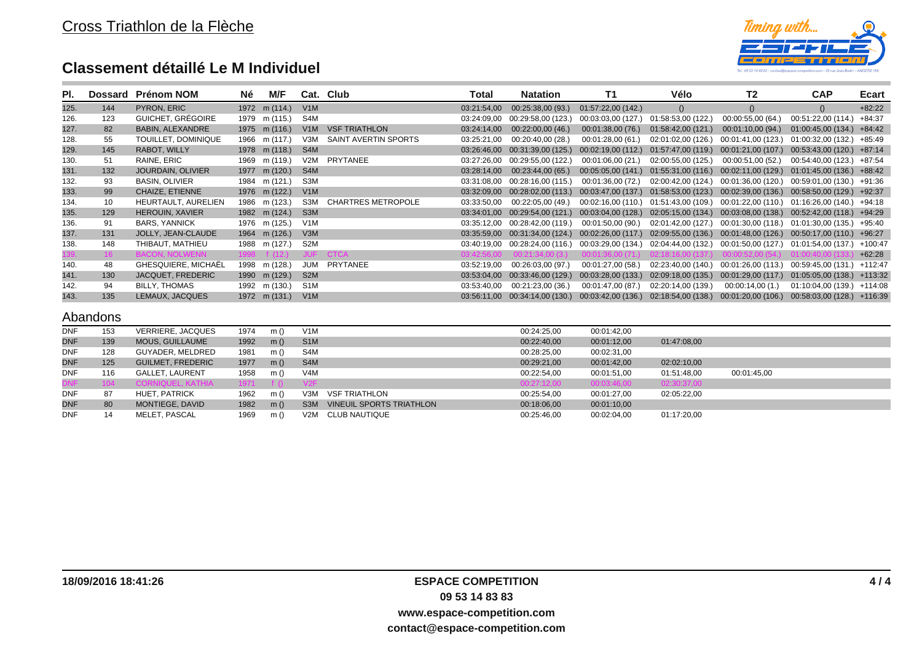# Cross Triathlon de la Flèche

## Classement détaillé Le M Individuel

| Pl. | Dossard | Prénom NOM | Né | M/F | Cat. | Club | Total | Natation | T1 | Vélo | T2 | CAP | Ecart |
|---|---|---|---|---|---|---|---|---|---|---|---|---|---|
| 125. | 144 | PYRON, ERIC | 1972 | m (114.) | V1M | | 03:21:54,00 | 00:25:38,00 (93.) | 01:57:22,00 (142.) | () | () | () | +82:22 |
| 126. | 123 | GUICHET, GRÉGOIRE | 1979 | m (115.) | S4M | | 03:24:09,00 | 00:29:58,00 (123.) | 00:03:03,00 (127.) | 01:58:53,00 (122.) | 00:00:55,00 (64.) | 00:51:22,00 (114.) | +84:37 |
| 127. | 82 | BABIN, ALEXANDRE | 1975 | m (116.) | V1M | VSF TRIATHLON | 03:24:14,00 | 00:22:00,00 (46.) | 00:01:38,00 (76.) | 01:58:42,00 (121.) | 00:01:10,00 (94.) | 01:00:45,00 (134.) | +84:42 |
| 128. | 55 | TOUILLET, DOMINIQUE | 1966 | m (117.) | V3M | SAINT AVERTIN SPORTS | 03:25:21,00 | 00:20:40,00 (28.) | 00:01:28,00 (61.) | 02:01:02,00 (126.) | 00:01:41,00 (123.) | 01:00:32,00 (132.) | +85:49 |
| 129. | 145 | RABOT, WILLY | 1978 | m (118.) | S4M | | 03:26:46,00 | 00:31:39,00 (125.) | 00:02:19,00 (112.) | 01:57:47,00 (119.) | 00:01:21,00 (107.) | 00:53:43,00 (120.) | +87:14 |
| 130. | 51 | RAINE, ERIC | 1969 | m (119.) | V2M | PRYTANEE | 03:27:26,00 | 00:29:55,00 (122.) | 00:01:06,00 (21.) | 02:00:55,00 (125.) | 00:00:51,00 (52.) | 00:54:40,00 (123.) | +87:54 |
| 131. | 132 | JOURDAIN, OLIVIER | 1977 | m (120.) | S4M | | 03:28:14,00 | 00:23:44,00 (65.) | 00:05:05,00 (141.) | 01:55:31,00 (116.) | 00:02:11,00 (129.) | 01:01:45,00 (136.) | +88:42 |
| 132. | 93 | BASIN, OLIVIER | 1984 | m (121.) | S3M | | 03:31:08,00 | 00:28:16,00 (115.) | 00:01:36,00 (72.) | 02:00:42,00 (124.) | 00:01:36,00 (120.) | 00:59:01,00 (130.) | +91:36 |
| 133. | 99 | CHAIZE, ETIENNE | 1976 | m (122.) | V1M | | 03:32:09,00 | 00:28:02,00 (113.) | 00:03:47,00 (137.) | 01:58:53,00 (123.) | 00:02:39,00 (136.) | 00:58:50,00 (129.) | +92:37 |
| 134. | 10 | HEURTAULT, AURELIEN | 1986 | m (123.) | S3M | CHARTRES METROPOLE | 03:33:50,00 | 00:22:05,00 (49.) | 00:02:16,00 (110.) | 01:51:43,00 (109.) | 00:01:22,00 (110.) | 01:16:26,00 (140.) | +94:18 |
| 135. | 129 | HEROUIN, XAVIER | 1982 | m (124.) | S3M | | 03:34:01,00 | 00:29:54,00 (121.) | 00:03:04,00 (128.) | 02:05:15,00 (134.) | 00:03:08,00 (138.) | 00:52:42,00 (118.) | +94:29 |
| 136. | 91 | BARS, YANNICK | 1976 | m (125.) | V1M | | 03:35:12,00 | 00:28:42,00 (119.) | 00:01:50,00 (90.) | 02:01:42,00 (127.) | 00:01:30,00 (118.) | 01:01:30,00 (135.) | +95:40 |
| 137. | 131 | JOLLY, JEAN-CLAUDE | 1964 | m (126.) | V3M | | 03:35:59,00 | 00:31:34,00 (124.) | 00:02:26,00 (117.) | 02:09:55,00 (136.) | 00:01:48,00 (126.) | 00:50:17,00 (110.) | +96:27 |
| 138. | 148 | THIBAUT, MATHIEU | 1988 | m (127.) | S2M | | 03:40:19,00 | 00:28:24,00 (116.) | 00:03:29,00 (134.) | 02:04:44,00 (132.) | 00:01:50,00 (127.) | 01:01:54,00 (137.) | +100:47 |
| 139. | 16 | BACON, NOLWENN | 1998 | f (12.) | JUF | CTCA | 03:42:56,00 | 00:21:34,00 (3.) | 00:01:36,00 (71.) | 02:18:16,00 (137.) | 00:00:52,00 (54.) | 01:00:40,00 (133.) | +62:28 |
| 140. | 48 | GHESQUIERE, MICHAËL | 1998 | m (128.) | JUM | PRYTANEE | 03:52:19,00 | 00:26:03,00 (97.) | 00:01:27,00 (58.) | 02:23:40,00 (140.) | 00:01:26,00 (113.) | 00:59:45,00 (131.) | +112:47 |
| 141. | 130 | JACQUET, FREDERIC | 1990 | m (129.) | S2M | | 03:53:04,00 | 00:33:46,00 (129.) | 00:03:28,00 (133.) | 02:09:18,00 (135.) | 00:01:29,00 (117.) | 01:05:05,00 (138.) | +113:32 |
| 142. | 94 | BILLY, THOMAS | 1992 | m (130.) | S1M | | 03:53:40,00 | 00:21:23,00 (36.) | 00:01:47,00 (87.) | 02:20:14,00 (139.) | 00:00:14,00 (1.) | 01:10:04,00 (139.) | +114:08 |
| 143. | 135 | LEMAUX, JACQUES | 1972 | m (131.) | V1M | | 03:56:11,00 | 00:34:14,00 (130.) | 00:03:42,00 (136.) | 02:18:54,00 (138.) | 00:01:20,00 (106.) | 00:58:03,00 (128.) | +116:39 |

### Abandons

| Pl. | Dossard | Prénom NOM | Né | M/F | Cat. | Club | Total | Natation | T1 | Vélo | T2 | CAP | Ecart |
|---|---|---|---|---|---|---|---|---|---|---|---|---|---|
| DNF | 153 | VERRIERE, JACQUES | 1974 | m () | V1M | | | 00:24:25,00 | 00:01:42,00 | | | | |
| DNF | 139 | MOUS, GUILLAUME | 1992 | m () | S1M | | | 00:22:40,00 | 00:01:12,00 | 01:47:08,00 | | | |
| DNF | 128 | GUYADER, MELDRED | 1981 | m () | S4M | | | 00:28:25,00 | 00:02:31,00 | | | | |
| DNF | 125 | GUILMET, FREDERIC | 1977 | m () | S4M | | | 00:29:21,00 | 00:01:42,00 | 02:02:10,00 | | | |
| DNF | 116 | GALLET, LAURENT | 1958 | m () | V4M | | | 00:22:54,00 | 00:01:51,00 | 01:51:48,00 | 00:01:45,00 | | |
| DNF | 104 | CORNIQUEL, KATHIA | 1971 | f () | V2F | | | 00:27:12,00 | 00:03:46,00 | 02:30:37,00 | | | |
| DNF | 87 | HUET, PATRICK | 1962 | m () | V3M | VSF TRIATHLON | | 00:25:54,00 | 00:01:27,00 | 02:05:22,00 | | | |
| DNF | 80 | MONTIEGE, DAVID | 1982 | m () | S3M | VINEUIL SPORTS TRIATHLON | | 00:18:06,00 | 00:01:10,00 | | | | |
| DNF | 14 | MELET, PASCAL | 1969 | m () | V2M | CLUB NAUTIQUE | | 00:25:46,00 | 00:02:04,00 | 01:17:20,00 | | | |

18/09/2016 18:41:26

**ESPACE COMPETITION**
**09 53 14 83 83**
**www.espace-competition.com**
**contact@espace-competition.com**